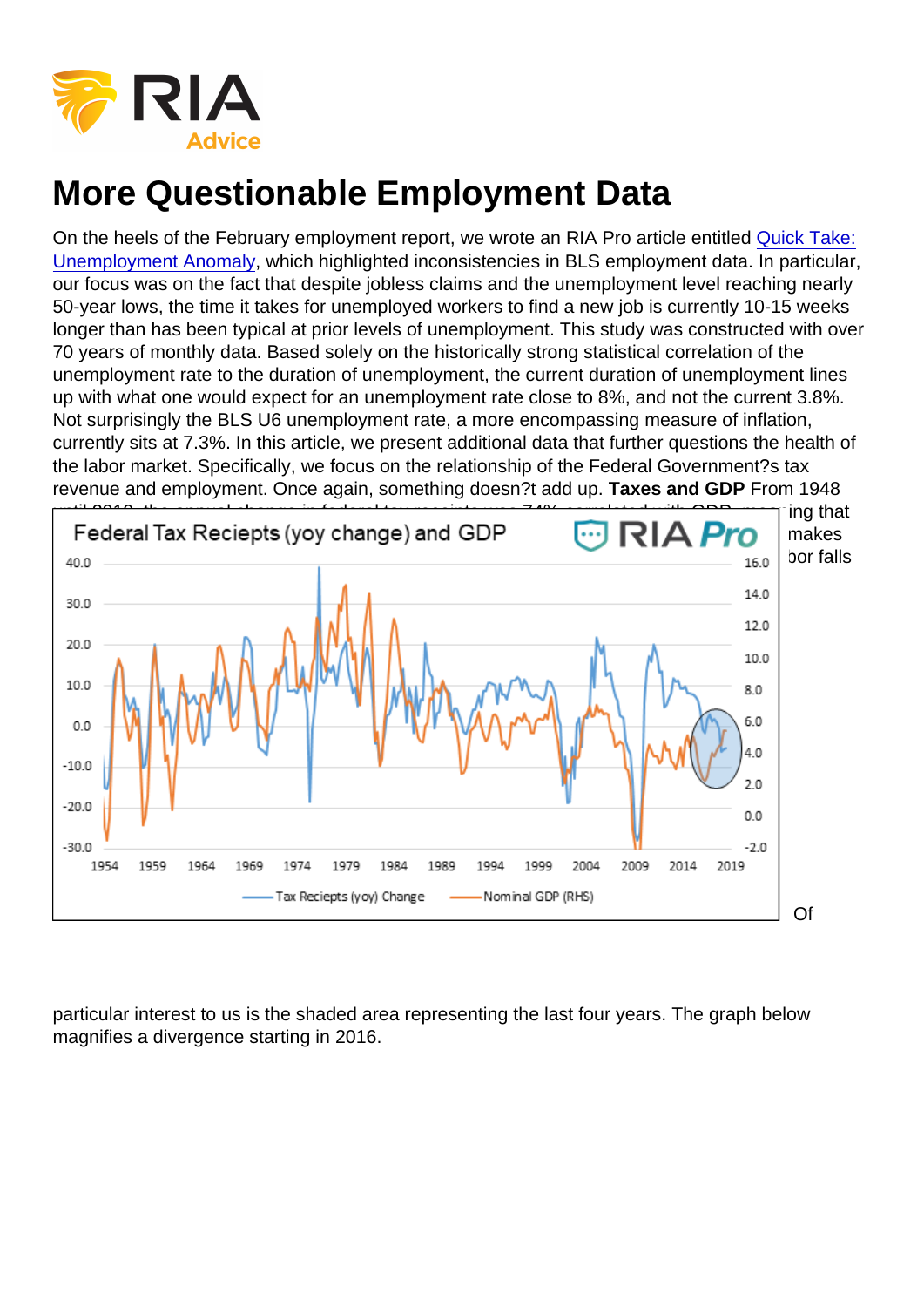# More Questionable Employment Data

On the heels of the February employment report, we wrote an RIA Pro article entitled [Quick Take: Unemployment Anomaly](), which highlighted inconsistencies in BLS employment data. In particular, our focus was on the fact that despite jobless claims and the unemployment level reaching nearly 50-year lows, the time it takes for unemployed workers to find a new job is currently 10-15 weeks longer than has been typical at prior levels of unemployment. This study was constructed with over 70 years of monthly data. Based solely on the historically strong statistical correlation of the unemployment rate to the duration of unemployment, the current duration of unemployment lines up with what one would expect for an unemployment rate close to 8%, and not the current 3.8%. Not surprisingly the BLS U6 unemployment rate, a more encompassing measure of inflation, currently sits at 7.3%. In this article, we present additional data that further questions the health of the labor market. Specifically, we focus on the relationship of the Federal Government?s tax revenue and employment. Once again, something doesn?t add up. **Taxes and GDP** From 1948 ...ing that ... makes ...bor falls

Of particular interest to us is the shaded area representing the last four years. The graph below magnifies a divergence starting in 2016.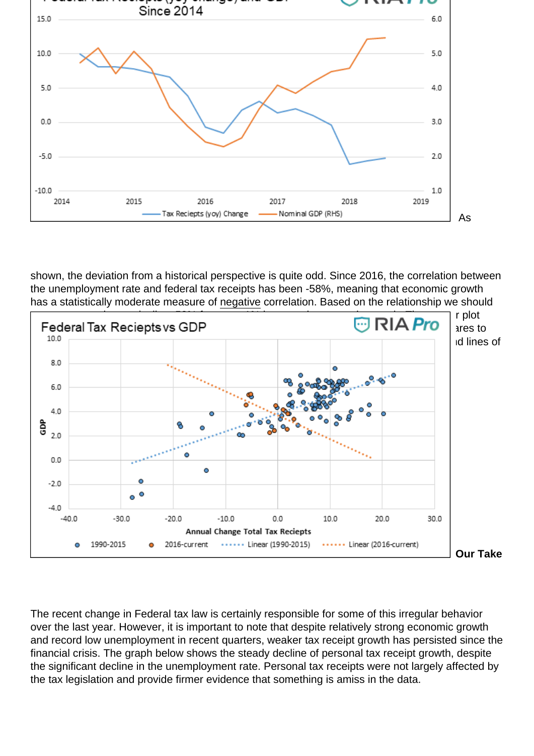As shown, the deviation from a historical perspective is quite odd. Since 2016, the correlation between the unemployment rate and federal tax receipts has been -58%, meaning that economic growth has a statistically moderate measure of negative correlation. Based on the relationship we should

r plot

ares to

ıd lines of

**Our Take**

The recent change in Federal tax law is certainly responsible for some of this irregular behavior over the last year. However, it is important to note that despite relatively strong economic growth and record low unemployment in recent quarters, weaker tax receipt growth has persisted since the financial crisis. The graph below shows the steady decline of personal tax receipt growth, despite the significant decline in the unemployment rate. Personal tax receipts were not largely affected by the tax legislation and provide firmer evidence that something is amiss in the data.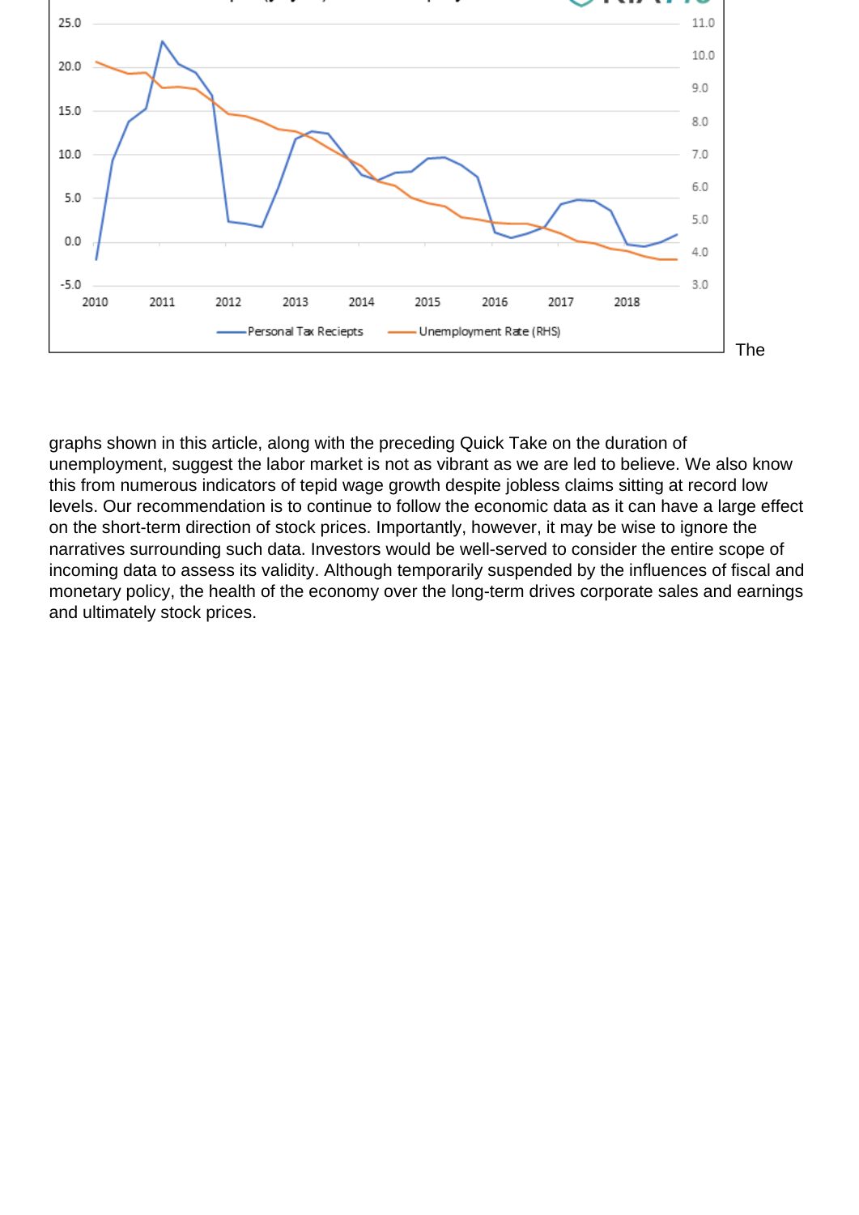25.0
20.0
15.0
10.0
5.0
0.0
-5.0

11.0
10.0
9.0
8.0
7.0
6.0
5.0
4.0
3.0

2010 2011 2012 2013 2014 2015 2016 2017 2018

Personal Tax Reciepts
Unemployment Rate (RHS)

The graphs shown in this article, along with the preceding Quick Take on the duration of unemployment, suggest the labor market is not as vibrant as we are led to believe. We also know this from numerous indicators of tepid wage growth despite jobless claims sitting at record low levels. Our recommendation is to continue to follow the economic data as it can have a large effect on the short-term direction of stock prices. Importantly, however, it may be wise to ignore the narratives surrounding such data. Investors would be well-served to consider the entire scope of incoming data to assess its validity. Although temporarily suspended by the influences of fiscal and monetary policy, the health of the economy over the long-term drives corporate sales and earnings and ultimately stock prices.